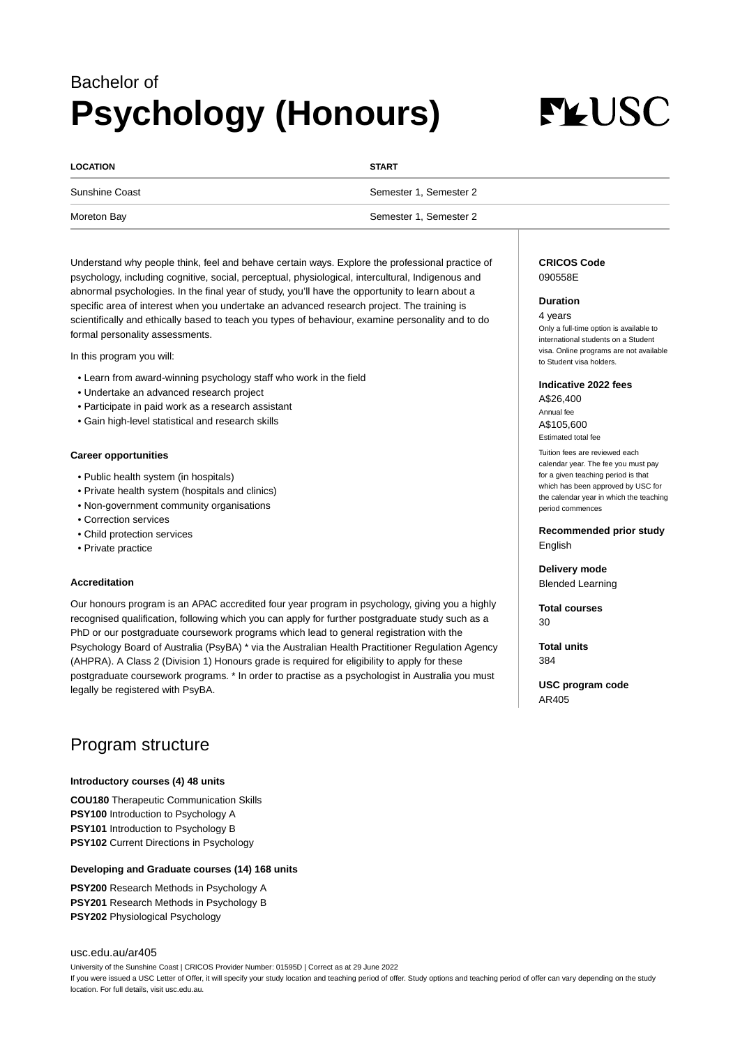Bachelor of

# Psychology (Honours)

| LOCATION | START |
| --- | --- |
| Sunshine Coast | Semester 1, Semester 2 |
| Moreton Bay | Semester 1, Semester 2 |

Understand why people think, feel and behave certain ways. Explore the professional practice of psychology, including cognitive, social, perceptual, physiological, intercultural, Indigenous and abnormal psychologies. In the final year of study, you'll have the opportunity to learn about a specific area of interest when you undertake an advanced research project. The training is scientifically and ethically based to teach you types of behaviour, examine personality and to do formal personality assessments.

In this program you will:

- Learn from award-winning psychology staff who work in the field
- Undertake an advanced research project
- Participate in paid work as a research assistant
- Gain high-level statistical and research skills

#### Career opportunities

- Public health system (in hospitals)
- Private health system (hospitals and clinics)
- Non-government community organisations
- Correction services
- Child protection services
- Private practice

#### Accreditation

Our honours program is an APAC accredited four year program in psychology, giving you a highly recognised qualification, following which you can apply for further postgraduate study such as a PhD or our postgraduate coursework programs which lead to general registration with the Psychology Board of Australia (PsyBA) * via the Australian Health Practitioner Regulation Agency (AHPRA). A Class 2 (Division 1) Honours grade is required for eligibility to apply for these postgraduate coursework programs. * In order to practise as a psychologist in Australia you must legally be registered with PsyBA.

**CRICOS Code**
090558E

**Duration**
4 years
Only a full-time option is available to international students on a Student visa. Online programs are not available to Student visa holders.

**Indicative 2022 fees**
A$26,400
Annual fee
A$105,600
Estimated total fee

Tuition fees are reviewed each calendar year. The fee you must pay for a given teaching period is that which has been approved by USC for the calendar year in which the teaching period commences

**Recommended prior study**
English

**Delivery mode**
Blended Learning

**Total courses**
30

**Total units**
384

**USC program code**
AR405

## Program structure

#### Introductory courses (4) 48 units

**COU180** Therapeutic Communication Skills
**PSY100** Introduction to Psychology A
**PSY101** Introduction to Psychology B
**PSY102** Current Directions in Psychology

#### Developing and Graduate courses (14) 168 units

**PSY200** Research Methods in Psychology A
**PSY201** Research Methods in Psychology B
**PSY202** Physiological Psychology

usc.edu.au/ar405

University of the Sunshine Coast | CRICOS Provider Number: 01595D | Correct as at 29 June 2022

If you were issued a USC Letter of Offer, it will specify your study location and teaching period of offer. Study options and teaching period of offer can vary depending on the study location. For full details, visit usc.edu.au.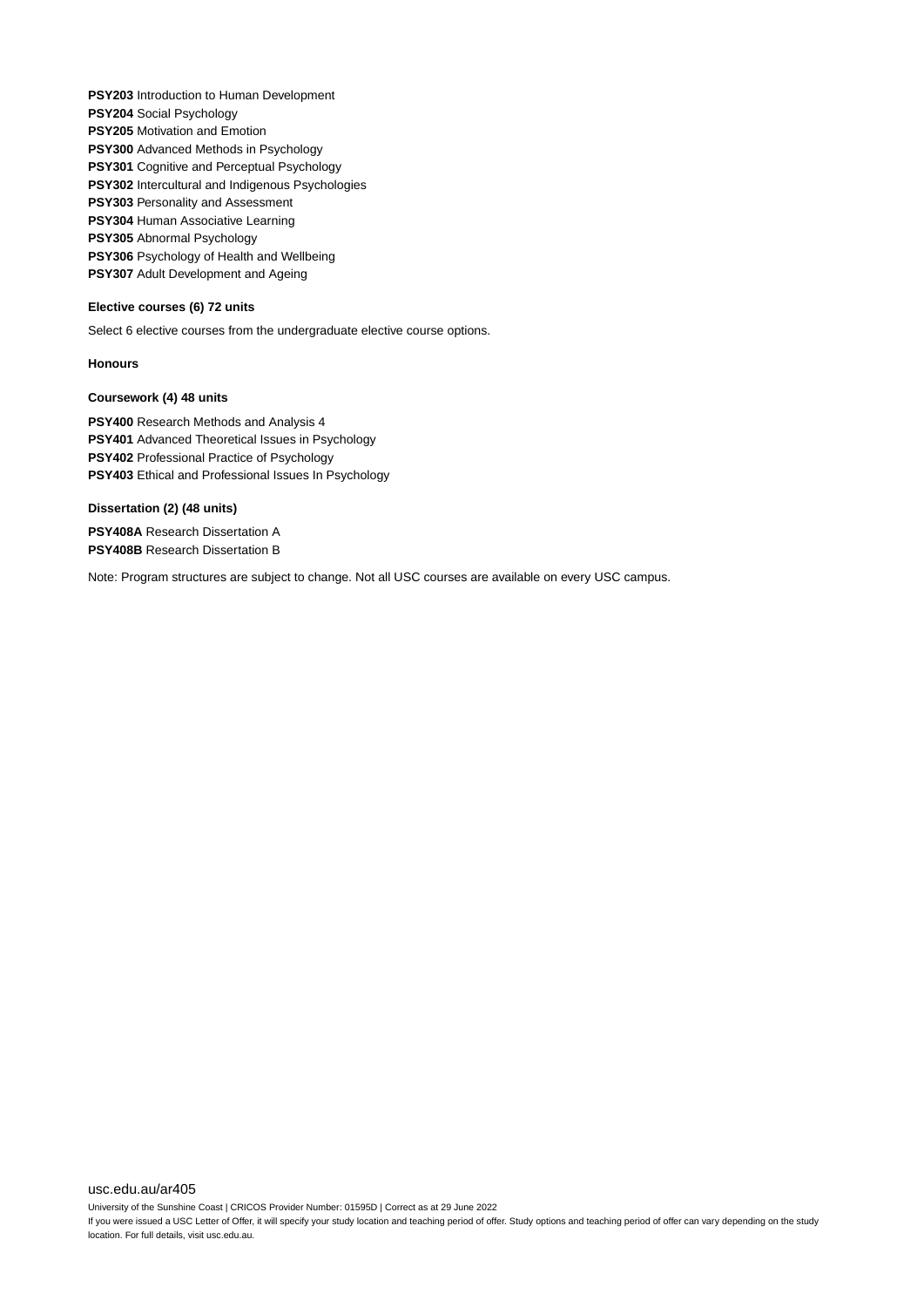**PSY203** Introduction to Human Development
**PSY204** Social Psychology
**PSY205** Motivation and Emotion
**PSY300** Advanced Methods in Psychology
**PSY301** Cognitive and Perceptual Psychology
**PSY302** Intercultural and Indigenous Psychologies
**PSY303** Personality and Assessment
**PSY304** Human Associative Learning
**PSY305** Abnormal Psychology
**PSY306** Psychology of Health and Wellbeing
**PSY307** Adult Development and Ageing

**Elective courses (6) 72 units**

Select 6 elective courses from the undergraduate elective course options.

**Honours**

**Coursework (4) 48 units**

**PSY400** Research Methods and Analysis 4
**PSY401** Advanced Theoretical Issues in Psychology
**PSY402** Professional Practice of Psychology
**PSY403** Ethical and Professional Issues In Psychology

**Dissertation (2) (48 units)**

**PSY408A** Research Dissertation A
**PSY408B** Research Dissertation B

Note: Program structures are subject to change. Not all USC courses are available on every USC campus.

usc.edu.au/ar405

University of the Sunshine Coast | CRICOS Provider Number: 01595D | Correct as at 29 June 2022

If you were issued a USC Letter of Offer, it will specify your study location and teaching period of offer. Study options and teaching period of offer can vary depending on the study location. For full details, visit usc.edu.au.